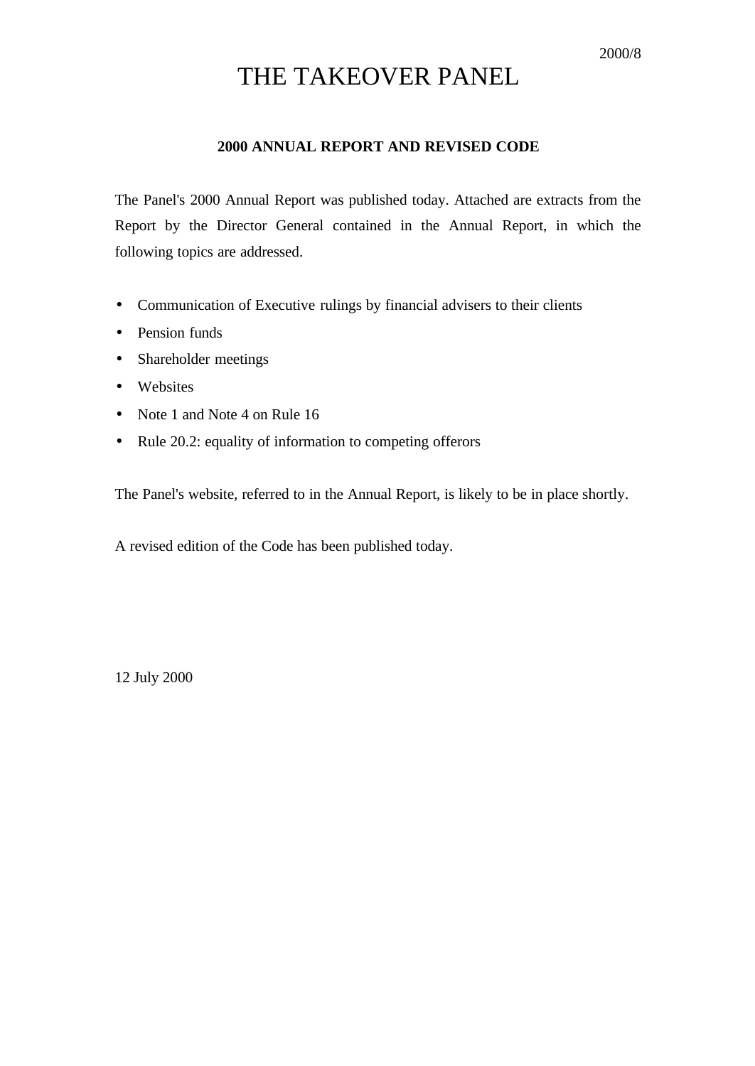2000/8

# THE TAKEOVER PANEL

## 2000 ANNUAL REPORT AND REVISED CODE

The Panel's 2000 Annual Report was published today. Attached are extracts from the Report by the Director General contained in the Annual Report, in which the following topics are addressed.

- Communication of Executive rulings by financial advisers to their clients
- Pension funds
- Shareholder meetings
- Websites
- Note 1 and Note 4 on Rule 16
- Rule 20.2: equality of information to competing offerors

The Panel's website, referred to in the Annual Report, is likely to be in place shortly.

A revised edition of the Code has been published today.

12 July 2000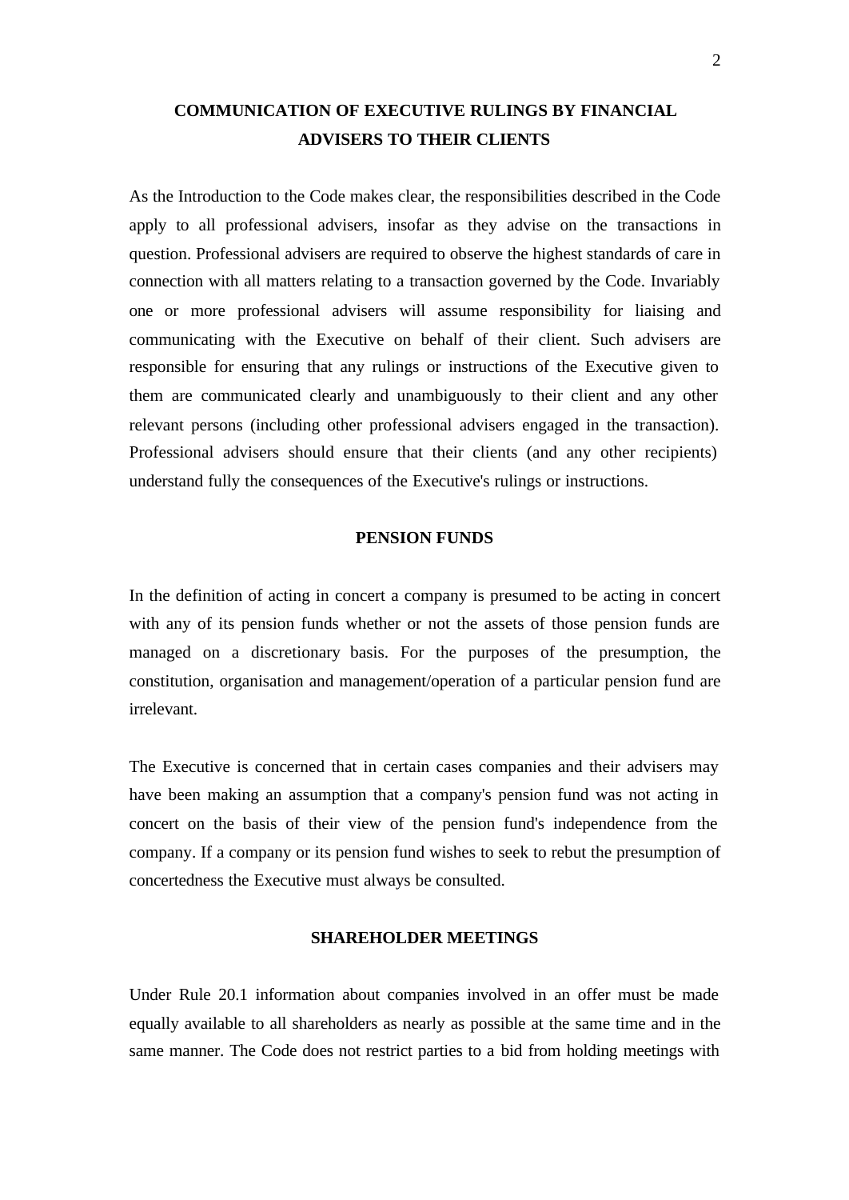## COMMUNICATION OF EXECUTIVE RULINGS BY FINANCIAL ADVISERS TO THEIR CLIENTS

As the Introduction to the Code makes clear, the responsibilities described in the Code apply to all professional advisers, insofar as they advise on the transactions in question. Professional advisers are required to observe the highest standards of care in connection with all matters relating to a transaction governed by the Code. Invariably one or more professional advisers will assume responsibility for liaising and communicating with the Executive on behalf of their client. Such advisers are responsible for ensuring that any rulings or instructions of the Executive given to them are communicated clearly and unambiguously to their client and any other relevant persons (including other professional advisers engaged in the transaction). Professional advisers should ensure that their clients (and any other recipients) understand fully the consequences of the Executive's rulings or instructions.

## PENSION FUNDS

In the definition of acting in concert a company is presumed to be acting in concert with any of its pension funds whether or not the assets of those pension funds are managed on a discretionary basis. For the purposes of the presumption, the constitution, organisation and management/operation of a particular pension fund are irrelevant.

The Executive is concerned that in certain cases companies and their advisers may have been making an assumption that a company's pension fund was not acting in concert on the basis of their view of the pension fund's independence from the company. If a company or its pension fund wishes to seek to rebut the presumption of concertedness the Executive must always be consulted.

## SHAREHOLDER MEETINGS

Under Rule 20.1 information about companies involved in an offer must be made equally available to all shareholders as nearly as possible at the same time and in the same manner. The Code does not restrict parties to a bid from holding meetings with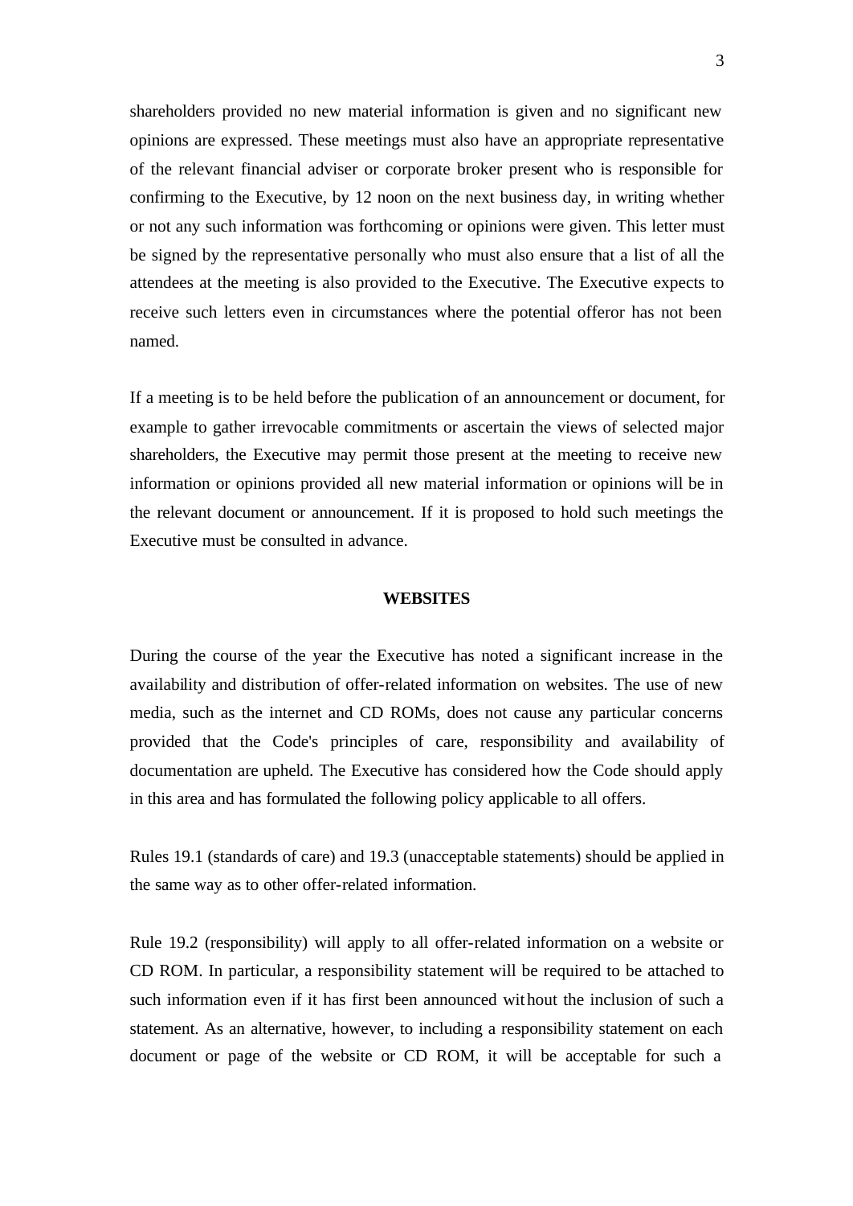shareholders provided no new material information is given and no significant new opinions are expressed. These meetings must also have an appropriate representative of the relevant financial adviser or corporate broker present who is responsible for confirming to the Executive, by 12 noon on the next business day, in writing whether or not any such information was forthcoming or opinions were given. This letter must be signed by the representative personally who must also ensure that a list of all the attendees at the meeting is also provided to the Executive. The Executive expects to receive such letters even in circumstances where the potential offeror has not been named.

If a meeting is to be held before the publication of an announcement or document, for example to gather irrevocable commitments or ascertain the views of selected major shareholders, the Executive may permit those present at the meeting to receive new information or opinions provided all new material information or opinions will be in the relevant document or announcement. If it is proposed to hold such meetings the Executive must be consulted in advance.

## WEBSITES

During the course of the year the Executive has noted a significant increase in the availability and distribution of offer-related information on websites. The use of new media, such as the internet and CD ROMs, does not cause any particular concerns provided that the Code's principles of care, responsibility and availability of documentation are upheld. The Executive has considered how the Code should apply in this area and has formulated the following policy applicable to all offers.

Rules 19.1 (standards of care) and 19.3 (unacceptable statements) should be applied in the same way as to other offer-related information.

Rule 19.2 (responsibility) will apply to all offer-related information on a website or CD ROM. In particular, a responsibility statement will be required to be attached to such information even if it has first been announced without the inclusion of such a statement. As an alternative, however, to including a responsibility statement on each document or page of the website or CD ROM, it will be acceptable for such a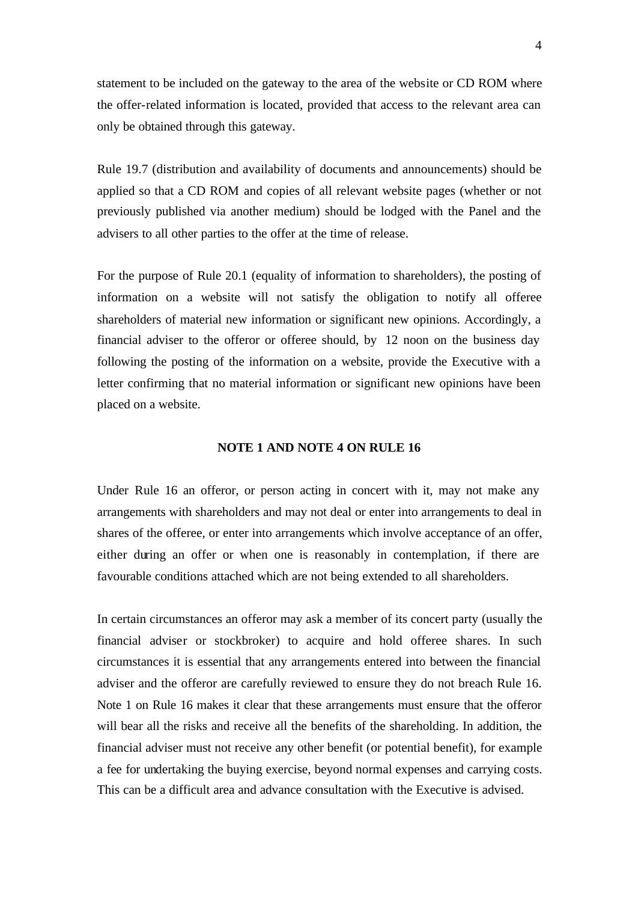statement to be included on the gateway to the area of the website or CD ROM where the offer-related information is located, provided that access to the relevant area can only be obtained through this gateway.

Rule 19.7 (distribution and availability of documents and announcements) should be applied so that a CD ROM and copies of all relevant website pages (whether or not previously published via another medium) should be lodged with the Panel and the advisers to all other parties to the offer at the time of release.

For the purpose of Rule 20.1 (equality of information to shareholders), the posting of information on a website will not satisfy the obligation to notify all offeree shareholders of material new information or significant new opinions. Accordingly, a financial adviser to the offeror or offeree should, by 12 noon on the business day following the posting of the information on a website, provide the Executive with a letter confirming that no material information or significant new opinions have been placed on a website.

## NOTE 1 AND NOTE 4 ON RULE 16

Under Rule 16 an offeror, or person acting in concert with it, may not make any arrangements with shareholders and may not deal or enter into arrangements to deal in shares of the offeree, or enter into arrangements which involve acceptance of an offer, either during an offer or when one is reasonably in contemplation, if there are favourable conditions attached which are not being extended to all shareholders.

In certain circumstances an offeror may ask a member of its concert party (usually the financial adviser or stockbroker) to acquire and hold offeree shares. In such circumstances it is essential that any arrangements entered into between the financial adviser and the offeror are carefully reviewed to ensure they do not breach Rule 16. Note 1 on Rule 16 makes it clear that these arrangements must ensure that the offeror will bear all the risks and receive all the benefits of the shareholding. In addition, the financial adviser must not receive any other benefit (or potential benefit), for example a fee for undertaking the buying exercise, beyond normal expenses and carrying costs. This can be a difficult area and advance consultation with the Executive is advised.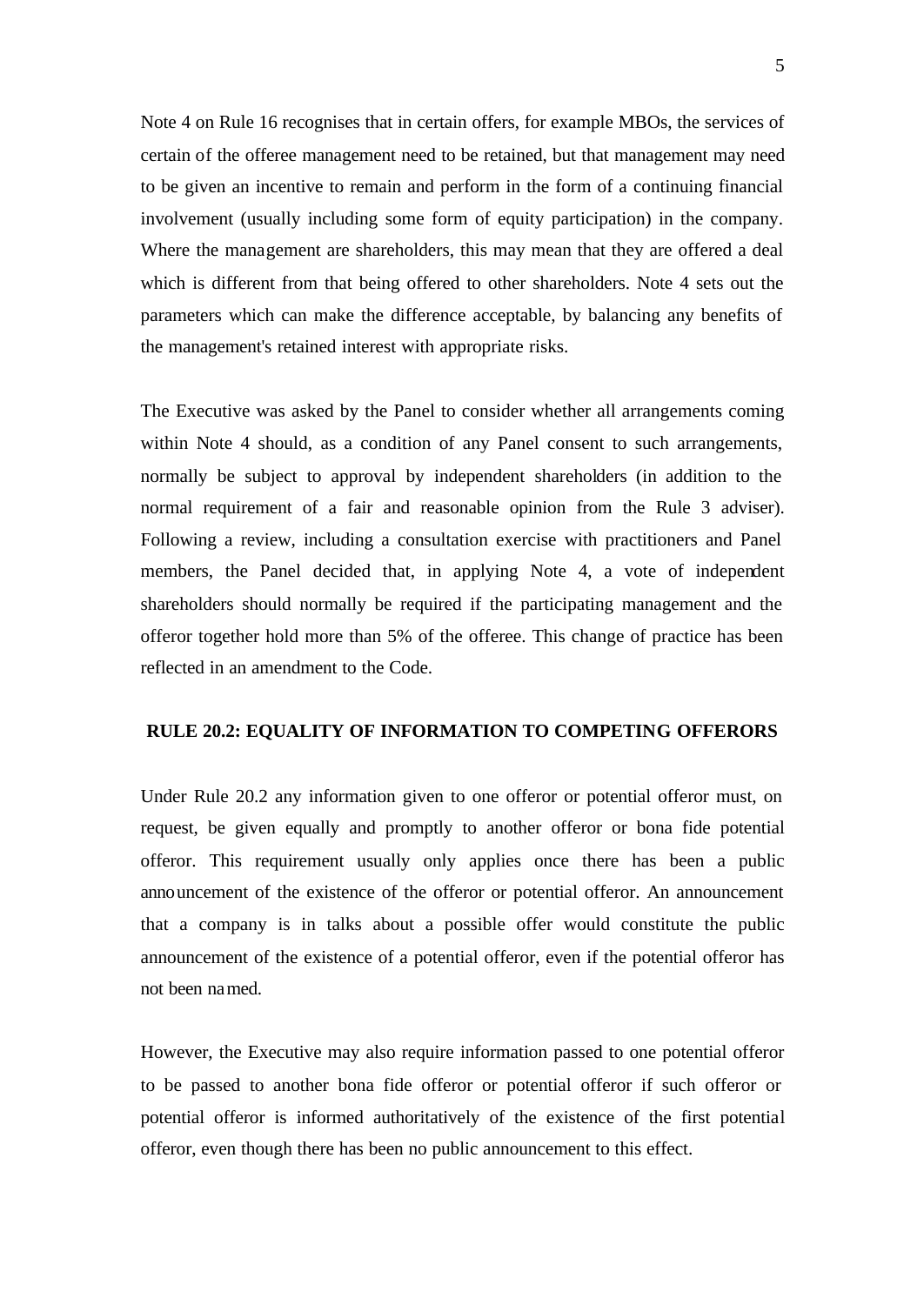Note 4 on Rule 16 recognises that in certain offers, for example MBOs, the services of certain of the offeree management need to be retained, but that management may need to be given an incentive to remain and perform in the form of a continuing financial involvement (usually including some form of equity participation) in the company. Where the management are shareholders, this may mean that they are offered a deal which is different from that being offered to other shareholders. Note 4 sets out the parameters which can make the difference acceptable, by balancing any benefits of the management's retained interest with appropriate risks.

The Executive was asked by the Panel to consider whether all arrangements coming within Note 4 should, as a condition of any Panel consent to such arrangements, normally be subject to approval by independent shareholders (in addition to the normal requirement of a fair and reasonable opinion from the Rule 3 adviser). Following a review, including a consultation exercise with practitioners and Panel members, the Panel decided that, in applying Note 4, a vote of independent shareholders should normally be required if the participating management and the offeror together hold more than 5% of the offeree. This change of practice has been reflected in an amendment to the Code.

## RULE 20.2: EQUALITY OF INFORMATION TO COMPETING OFFERORS

Under Rule 20.2 any information given to one offeror or potential offeror must, on request, be given equally and promptly to another offeror or bona fide potential offeror. This requirement usually only applies once there has been a public announcement of the existence of the offeror or potential offeror. An announcement that a company is in talks about a possible offer would constitute the public announcement of the existence of a potential offeror, even if the potential offeror has not been named.

However, the Executive may also require information passed to one potential offeror to be passed to another bona fide offeror or potential offeror if such offeror or potential offeror is informed authoritatively of the existence of the first potential offeror, even though there has been no public announcement to this effect.